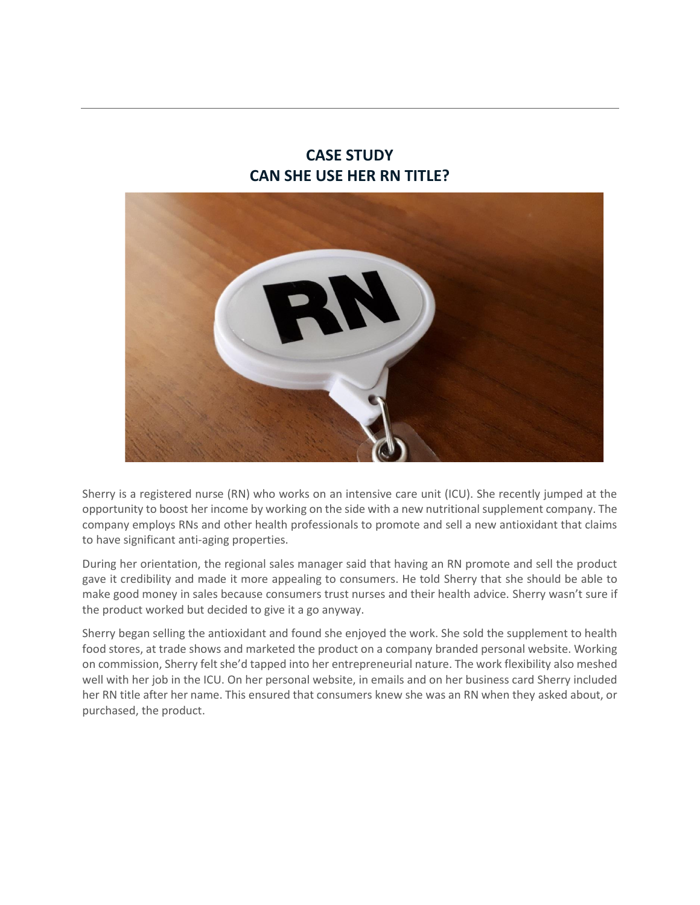# CASE STUDY
# CAN SHE USE HER RN TITLE?

Sherry is a registered nurse (RN) who works on an intensive care unit (ICU). She recently jumped at the opportunity to boost her income by working on the side with a new nutritional supplement company. The company employs RNs and other health professionals to promote and sell a new antioxidant that claims to have significant anti-aging properties.

During her orientation, the regional sales manager said that having an RN promote and sell the product gave it credibility and made it more appealing to consumers. He told Sherry that she should be able to make good money in sales because consumers trust nurses and their health advice. Sherry wasn't sure if the product worked but decided to give it a go anyway.

Sherry began selling the antioxidant and found she enjoyed the work. She sold the supplement to health food stores, at trade shows and marketed the product on a company branded personal website. Working on commission, Sherry felt she'd tapped into her entrepreneurial nature. The work flexibility also meshed well with her job in the ICU. On her personal website, in emails and on her business card Sherry included her RN title after her name. This ensured that consumers knew she was an RN when they asked about, or purchased, the product.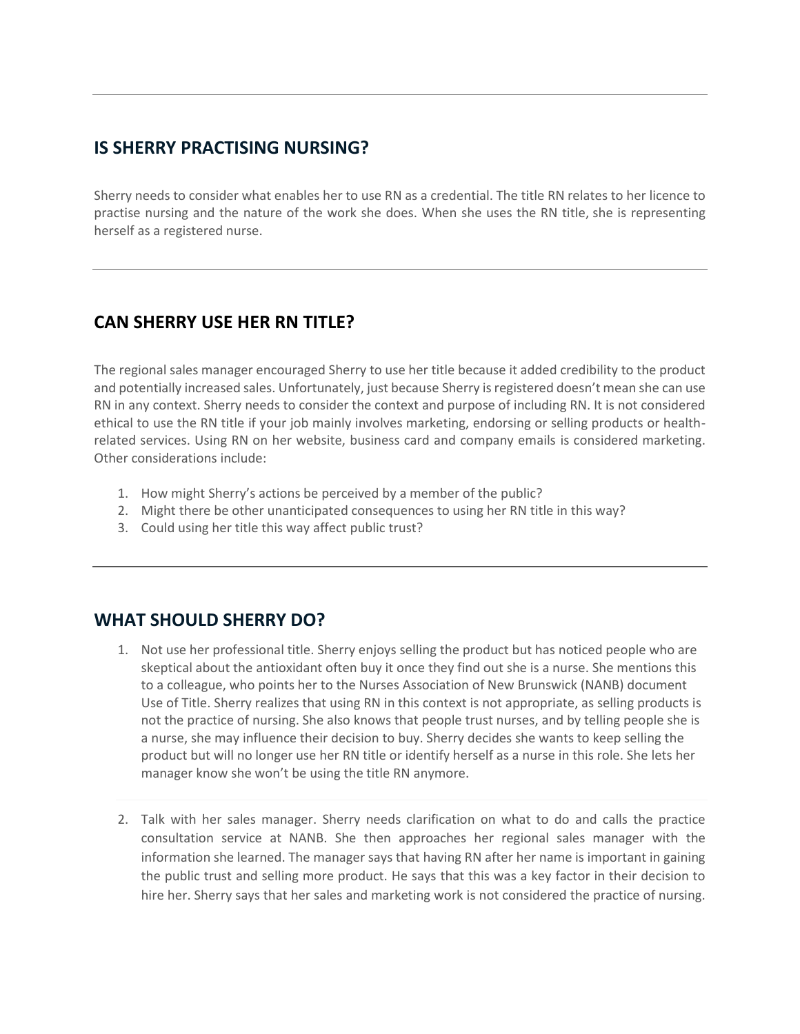## IS SHERRY PRACTISING NURSING?

Sherry needs to consider what enables her to use RN as a credential. The title RN relates to her licence to practise nursing and the nature of the work she does. When she uses the RN title, she is representing herself as a registered nurse.

## CAN SHERRY USE HER RN TITLE?

The regional sales manager encouraged Sherry to use her title because it added credibility to the product and potentially increased sales. Unfortunately, just because Sherry is registered doesn't mean she can use RN in any context. Sherry needs to consider the context and purpose of including RN. It is not considered ethical to use the RN title if your job mainly involves marketing, endorsing or selling products or health-related services. Using RN on her website, business card and company emails is considered marketing. Other considerations include:

1. How might Sherry's actions be perceived by a member of the public?
2. Might there be other unanticipated consequences to using her RN title in this way?
3. Could using her title this way affect public trust?

## WHAT SHOULD SHERRY DO?

1. Not use her professional title. Sherry enjoys selling the product but has noticed people who are skeptical about the antioxidant often buy it once they find out she is a nurse. She mentions this to a colleague, who points her to the Nurses Association of New Brunswick (NANB) document Use of Title. Sherry realizes that using RN in this context is not appropriate, as selling products is not the practice of nursing. She also knows that people trust nurses, and by telling people she is a nurse, she may influence their decision to buy. Sherry decides she wants to keep selling the product but will no longer use her RN title or identify herself as a nurse in this role. She lets her manager know she won't be using the title RN anymore.

2. Talk with her sales manager. Sherry needs clarification on what to do and calls the practice consultation service at NANB. She then approaches her regional sales manager with the information she learned. The manager says that having RN after her name is important in gaining the public trust and selling more product. He says that this was a key factor in their decision to hire her. Sherry says that her sales and marketing work is not considered the practice of nursing.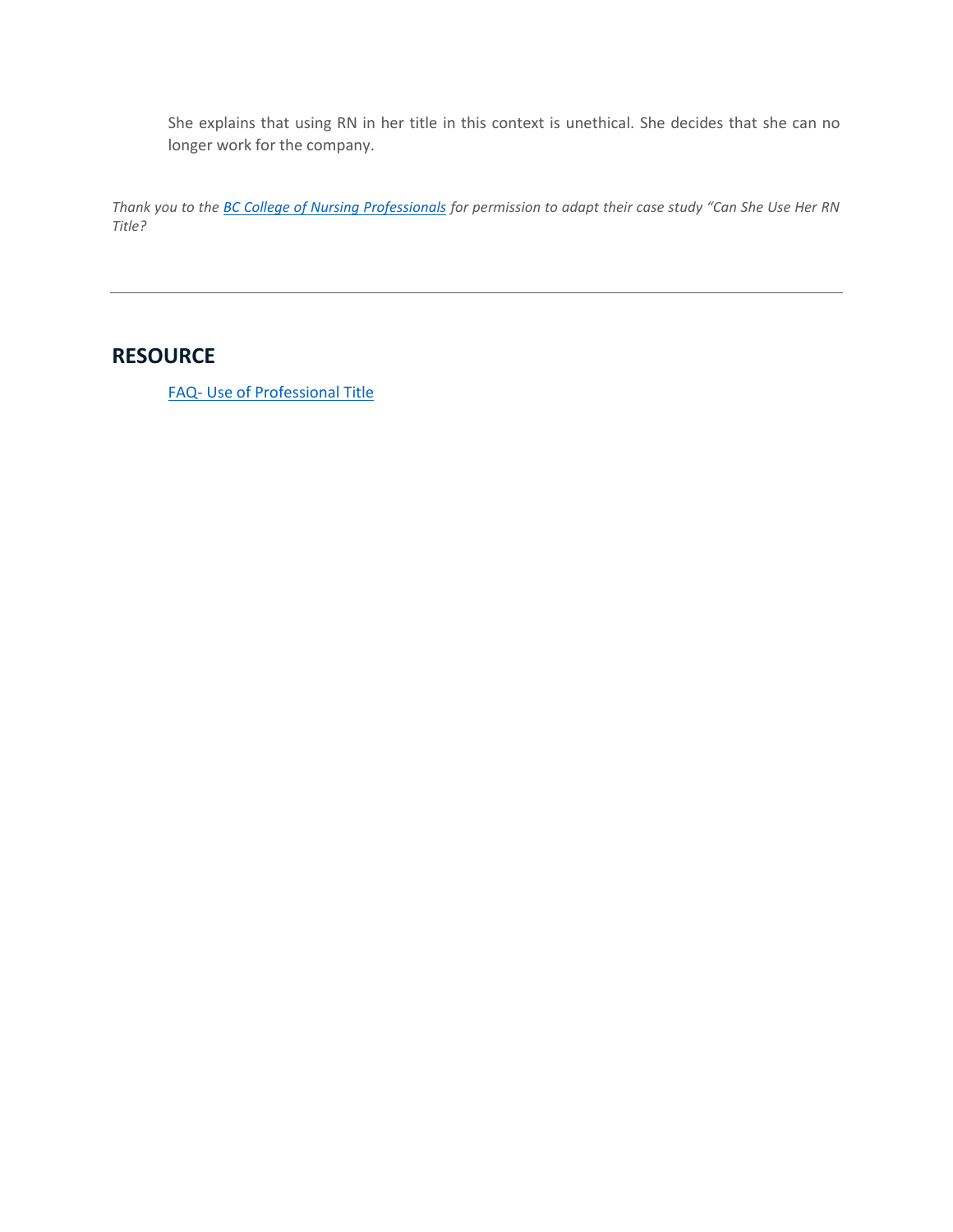She explains that using RN in her title in this context is unethical. She decides that she can no longer work for the company.

*Thank you to the [BC College of Nursing Professionals] for permission to adapt their case study "Can She Use Her RN Title?*

---

## RESOURCE

[FAQ- Use of Professional Title]